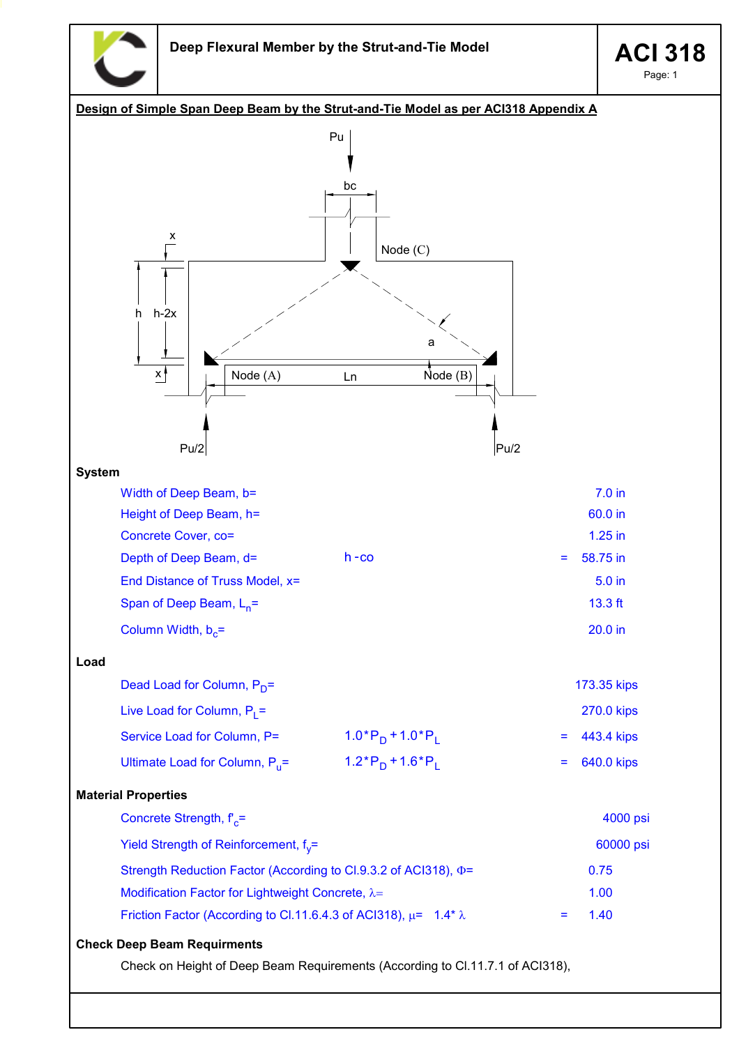Deep Flexural Member by the Strut-and-Tie Model

ACI 318

## Design of Simple Span Deep Beam by the Strut-and-Tie Model as per ACI318 Appendix A

### System

| | | | |
|---|---|---|---|
| Width of Deep Beam, $b$= | | | 7.0 in |
| Height of Deep Beam, $h$= | | | 60.0 in |
| Concrete Cover, $co$= | | | 1.25 in |
| Depth of Deep Beam, $d$= | $h - co$ | = | 58.75 in |
| End Distance of Truss Model, $x$= | | | 5.0 in |
| Span of Deep Beam, $L_n$= | | | 13.3 ft |
| Column Width, $b_c$= | | | 20.0 in |

### Load

| | | | |
|---|---|---|---|
| Dead Load for Column, $P_D$= | | | 173.35 kips |
| Live Load for Column, $P_L$= | | | 270.0 kips |
| Service Load for Column, $P$= | $1.0 * P_D + 1.0 * P_L$ | = | 443.4 kips |
| Ultimate Load for Column, $P_u$= | $1.2 * P_D + 1.6 * P_L$ | = | 640.0 kips |

### Material Properties

| | | | |
|---|---|---|---|
| Concrete Strength, $f'_c$= | | | 4000 psi |
| Yield Strength of Reinforcement, $f_y$= | | | 60000 psi |
| Strength Reduction Factor (According to Cl.9.3.2 of ACI318), $\Phi$= | | | 0.75 |
| Modification Factor for Lightweight Concrete, $\lambda$= | | | 1.00 |
| Friction Factor (According to Cl.11.6.4.3 of ACI318), $\mu$= | $1.4 * \lambda$ | = | 1.40 |

### Check Deep Beam Requirments

Check on Height of Deep Beam Requirements (According to Cl.11.7.1 of ACI318),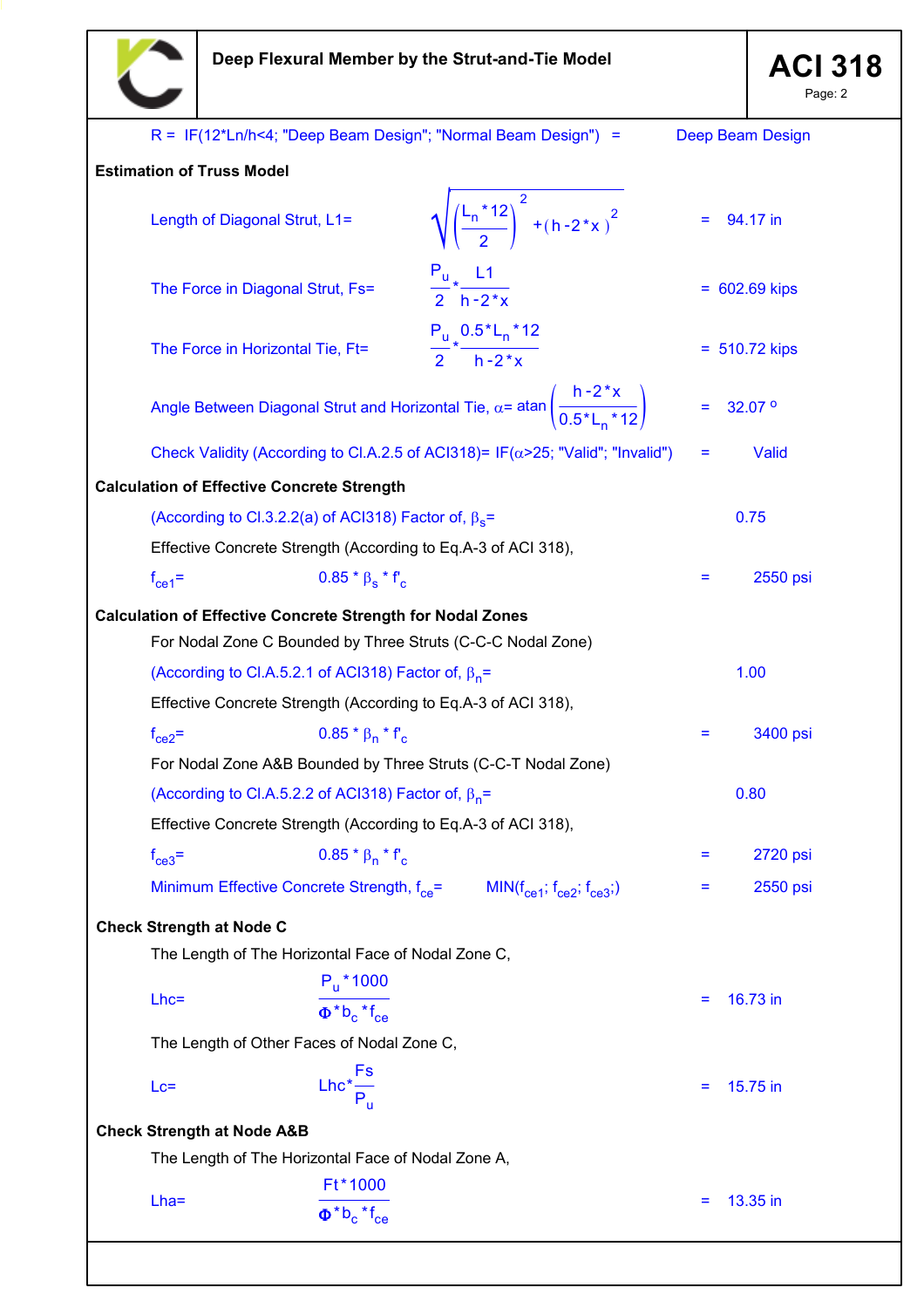R = IF(12*Ln/h<4; "Deep Beam Design"; "Normal Beam Design") = Deep Beam Design

**Estimation of Truss Model**

Length of Diagonal Strut, L1= $\sqrt{\left(\frac{L_n * 12}{2}\right)^2 + (h - 2*x)^2}$ = 94.17 in

The Force in Diagonal Strut, Fs= $\frac{P_u}{2} * \frac{L1}{h-2*x}$ = 602.69 kips

The Force in Horizontal Tie, Ft= $\frac{P_u}{2} * \frac{0.5*L_n*12}{h-2*x}$ = 510.72 kips

Angle Between Diagonal Strut and Horizontal Tie, $\alpha$= atan $\left(\frac{h-2*x}{0.5*L_n*12}\right)$ = 32.07 °

Check Validity (According to Cl.A.2.5 of ACI318)= IF($\alpha$>25; "Valid"; "Invalid") = Valid

**Calculation of Effective Concrete Strength**

(According to Cl.3.2.2(a) of ACI318) Factor of, $\beta_s$= 0.75

Effective Concrete Strength (According to Eq.A-3 of ACI 318),

$f_{ce1}$= $0.85 * \beta_s * f'_c$ = 2550 psi

**Calculation of Effective Concrete Strength for Nodal Zones**

For Nodal Zone C Bounded by Three Struts (C-C-C Nodal Zone)

(According to Cl.A.5.2.1 of ACI318) Factor of, $\beta_n$= 1.00

Effective Concrete Strength (According to Eq.A-3 of ACI 318),

$f_{ce2}$= $0.85 * \beta_n * f'_c$ = 3400 psi

For Nodal Zone A&B Bounded by Three Struts (C-C-T Nodal Zone)

(According to Cl.A.5.2.2 of ACI318) Factor of, $\beta_n$= 0.80

Effective Concrete Strength (According to Eq.A-3 of ACI 318),

$f_{ce3}$= $0.85 * \beta_n * f'_c$ = 2720 psi

Minimum Effective Concrete Strength, $f_{ce}$= MIN($f_{ce1}$; $f_{ce2}$; $f_{ce3}$;) = 2550 psi

**Check Strength at Node C**

The Length of The Horizontal Face of Nodal Zone C,

Lhc= $\frac{P_u * 1000}{\Phi * b_c * f_{ce}}$ = 16.73 in

The Length of Other Faces of Nodal Zone C,

Lc= $Lhc * \frac{Fs}{P_u}$ = 15.75 in

**Check Strength at Node A&B**

The Length of The Horizontal Face of Nodal Zone A,

Lha= $\frac{Ft * 1000}{\Phi * b_c * f_{ce}}$ = 13.35 in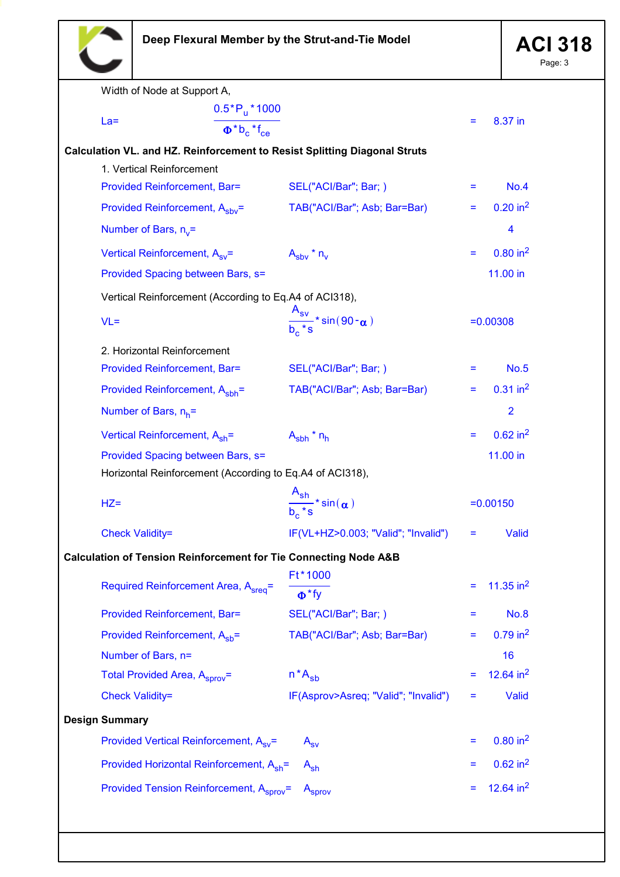Width of Node at Support A,

$$La = \frac{0.5 * P_u * 1000}{\Phi * b_c * f_{ce}} = 8.37 \text{ in}$$

**Calculation VL. and HZ. Reinforcement to Resist Splitting Diagonal Struts**

1. Vertical Reinforcement

| | | | |
|---|---|---|---|
| Provided Reinforcement, Bar= | SEL("ACI/Bar"; Bar; ) | = | No.4 |
| Provided Reinforcement, $A_{sbv}$= | TAB("ACI/Bar"; Asb; Bar=Bar) | = | 0.20 $in^2$ |
| Number of Bars, $n_v$= | | | 4 |
| Vertical Reinforcement, $A_{sv}$= | $A_{sbv} * n_v$ | = | 0.80 $in^2$ |
| Provided Spacing between Bars, s= | | | 11.00 in |

Vertical Reinforcement (According to Eq.A4 of ACI318),

$$VL = \frac{A_{sv}}{b_c * s} * \sin(90 - \alpha) = 0.00308$$

2. Horizontal Reinforcement

| | | | |
|---|---|---|---|
| Provided Reinforcement, Bar= | SEL("ACI/Bar"; Bar; ) | = | No.5 |
| Provided Reinforcement, $A_{sbh}$= | TAB("ACI/Bar"; Asb; Bar=Bar) | = | 0.31 $in^2$ |
| Number of Bars, $n_h$= | | | 2 |
| Vertical Reinforcement, $A_{sh}$= | $A_{sbh} * n_h$ | = | 0.62 $in^2$ |
| Provided Spacing between Bars, s= | | | 11.00 in |

Horizontal Reinforcement (According to Eq.A4 of ACI318),

$$HZ = \frac{A_{sh}}{b_c * s} * \sin(\alpha) = 0.00150$$

Check Validity= IF(VL+HZ>0.003; "Valid"; "Invalid") = Valid

**Calculation of Tension Reinforcement for Tie Connecting Node A&B**

$$\text{Required Reinforcement Area, } A_{sreq} = \frac{Ft * 1000}{\Phi * fy} = 11.35 \text{ in}^2$$

| | | | |
|---|---|---|---|
| Provided Reinforcement, Bar= | SEL("ACI/Bar"; Bar; ) | = | No.8 |
| Provided Reinforcement, $A_{sb}$= | TAB("ACI/Bar"; Asb; Bar=Bar) | = | 0.79 $in^2$ |
| Number of Bars, n= | | | 16 |
| Total Provided Area, $A_{sprov}$= | $n * A_{sb}$ | = | 12.64 $in^2$ |
| Check Validity= | IF(Asprov>Asreq; "Valid"; "Invalid") | = | Valid |

**Design Summary**

| | | | |
|---|---|---|---|
| Provided Vertical Reinforcement, $A_{sv}$= | $A_{sv}$ | = | 0.80 $in^2$ |
| Provided Horizontal Reinforcement, $A_{sh}$= | $A_{sh}$ | = | 0.62 $in^2$ |
| Provided Tension Reinforcement, $A_{sprov}$= | $A_{sprov}$ | = | 12.64 $in^2$ |